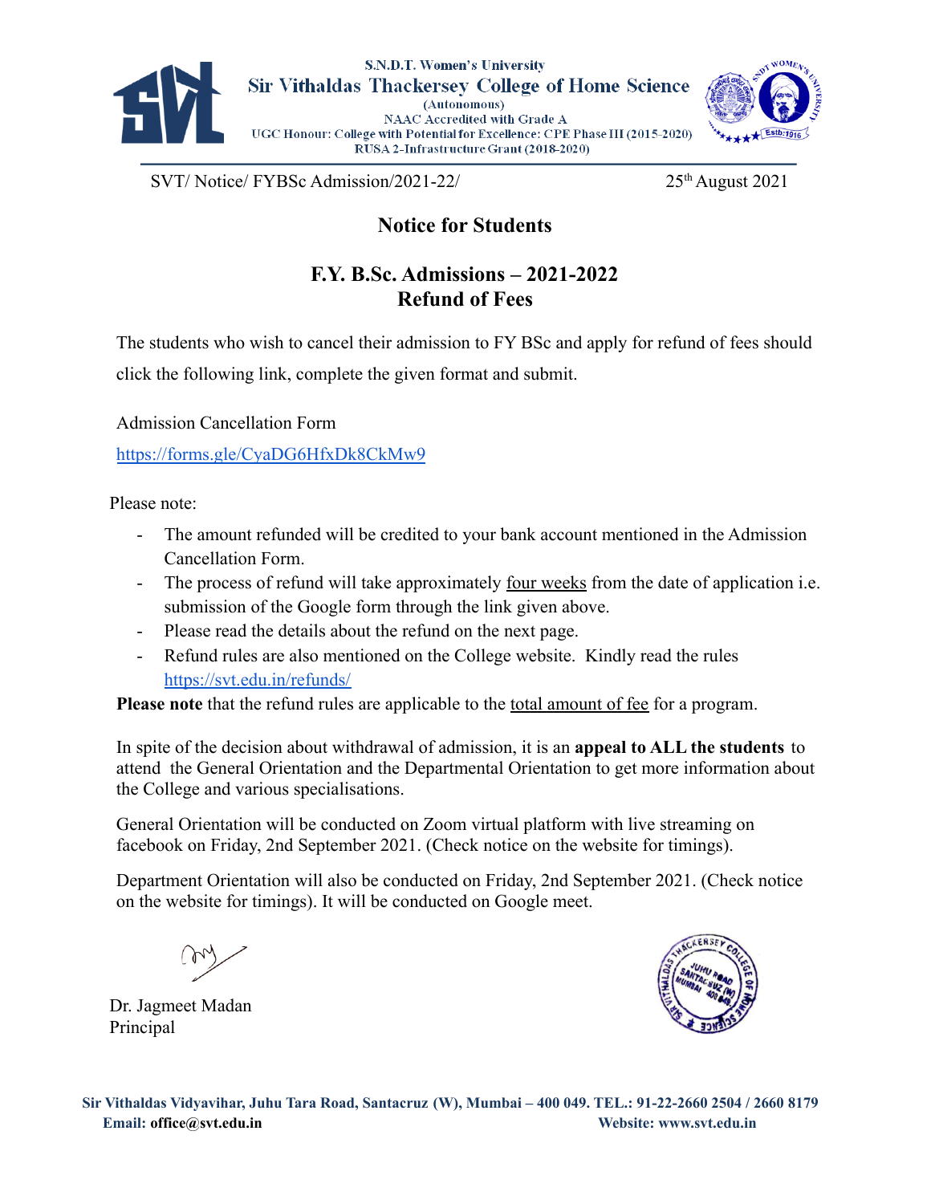S.N.D.T. Women's University
Sir Vithaldas Thackersey College of Home Science
(Autonomous)
NAAC Accredited with Grade A
UGC Honour: College with Potential for Excellence: CPE Phase III (2015-2020)
RUSA 2-Infrastructure Grant (2018-2020)

SVT/ Notice/ FYBSc Admission/2021-22/ 25th August 2021

## Notice for Students

## F.Y. B.Sc. Admissions – 2021-2022
## Refund of Fees

The students who wish to cancel their admission to FY BSc and apply for refund of fees should click the following link, complete the given format and submit.

Admission Cancellation Form

https://forms.gle/CyaDG6HfxDk8CkMw9

Please note:

- The amount refunded will be credited to your bank account mentioned in the Admission Cancellation Form.
- The process of refund will take approximately four weeks from the date of application i.e. submission of the Google form through the link given above.
- Please read the details about the refund on the next page.
- Refund rules are also mentioned on the College website. Kindly read the rules https://svt.edu.in/refunds/

**Please note** that the refund rules are applicable to the total amount of fee for a program.

In spite of the decision about withdrawal of admission, it is an **appeal to ALL the students** to attend the General Orientation and the Departmental Orientation to get more information about the College and various specialisations.

General Orientation will be conducted on Zoom virtual platform with live streaming on facebook on Friday, 2nd September 2021. (Check notice on the website for timings).

Department Orientation will also be conducted on Friday, 2nd September 2021. (Check notice on the website for timings). It will be conducted on Google meet.

Dr. Jagmeet Madan
Principal

Sir Vithaldas Vidyavihar, Juhu Tara Road, Santacruz (W), Mumbai – 400 049. TEL.: 91-22-2660 2504 / 2660 8179
Email: office@svt.edu.in Website: www.svt.edu.in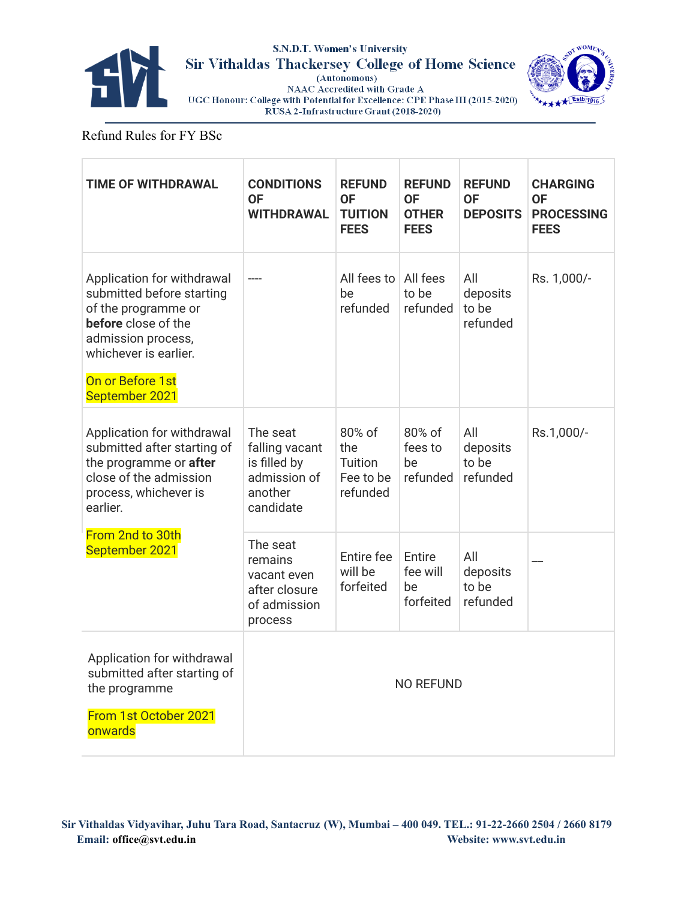S.N.D.T. Women's University

# Sir Vithaldas Thackersey College of Home Science

(Autonomous)

NAAC Accredited with Grade A

UGC Honour: College with Potential for Excellence: CPE Phase III (2015-2020)

RUSA 2-Infrastructure Grant (2018-2020)

Refund Rules for FY BSc

| TIME OF WITHDRAWAL | CONDITIONS OF WITHDRAWAL | REFUND OF TUITION FEES | REFUND OF OTHER FEES | REFUND OF DEPOSITS | CHARGING OF PROCESSING FEES |
|---|---|---|---|---|---|
| Application for withdrawal submitted before starting of the programme or **before** close of the admission process, whichever is earlier. On or Before 1st September 2021 | ---- | All fees to be refunded | All fees to be refunded | All deposits to be refunded | Rs. 1,000/- |
| Application for withdrawal submitted after starting of the programme or **after** close of the admission process, whichever is earlier. From 2nd to 30th September 2021 | The seat falling vacant is filled by admission of another candidate | 80% of the Tuition Fee to be refunded | 80% of fees to be refunded | All deposits to be refunded | Rs.1,000/- |
| | The seat remains vacant even after closure of admission process | Entire fee will be forfeited | Entire fee will be forfeited | All deposits to be refunded | — |
| Application for withdrawal submitted after starting of the programme From 1st October 2021 onwards | NO REFUND | | | | |

Sir Vithaldas Vidyavihar, Juhu Tara Road, Santacruz (W), Mumbai – 400 049. TEL.: 91-22-2660 2504 / 2660 8179
Email: office@svt.edu.in Website: www.svt.edu.in